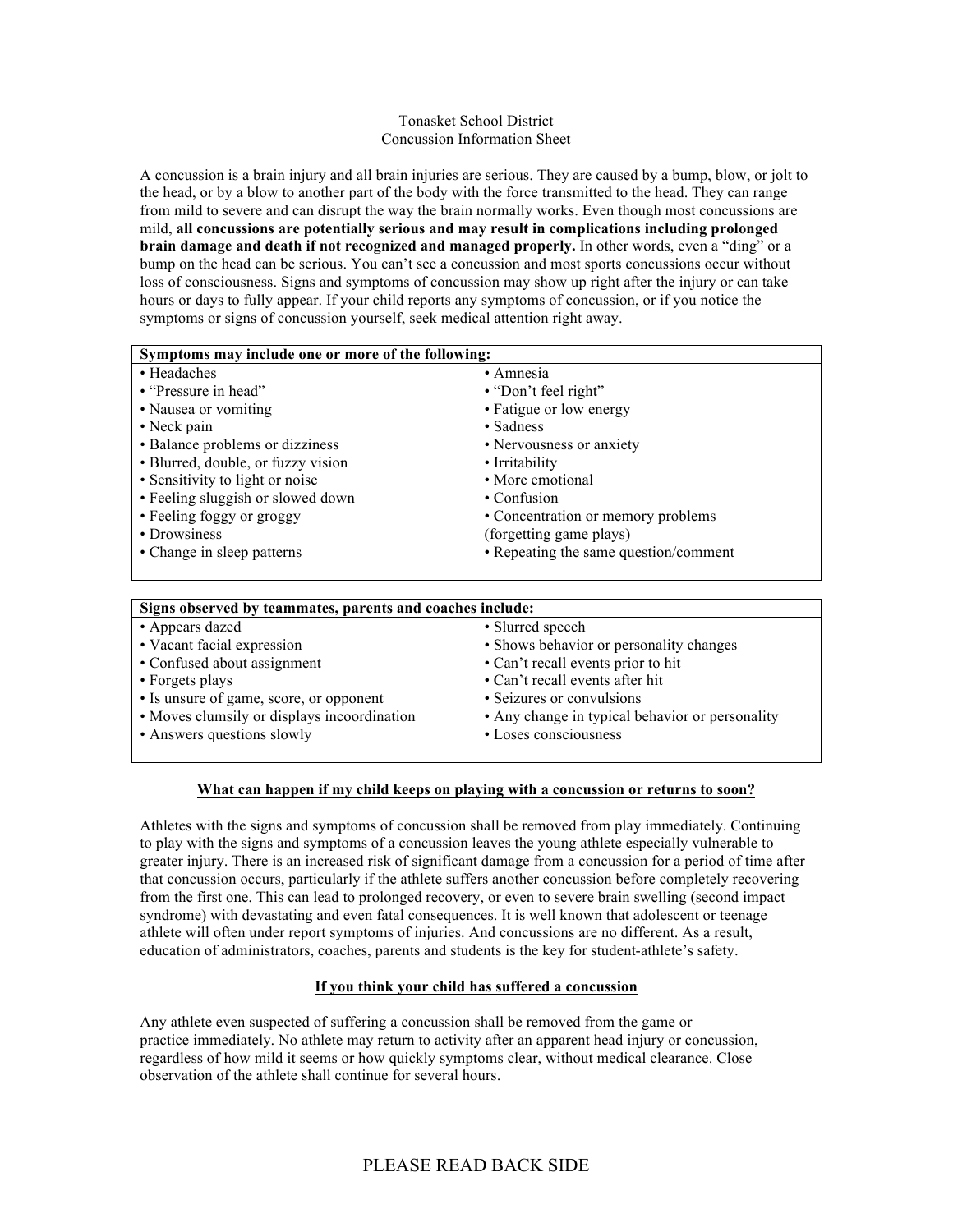# Tonasket School District
## Concussion Information Sheet

A concussion is a brain injury and all brain injuries are serious. They are caused by a bump, blow, or jolt to the head, or by a blow to another part of the body with the force transmitted to the head. They can range from mild to severe and can disrupt the way the brain normally works. Even though most concussions are mild, **all concussions are potentially serious and may result in complications including prolonged brain damage and death if not recognized and managed properly.** In other words, even a "ding" or a bump on the head can be serious. You can't see a concussion and most sports concussions occur without loss of consciousness. Signs and symptoms of concussion may show up right after the injury or can take hours or days to fully appear. If your child reports any symptoms of concussion, or if you notice the symptoms or signs of concussion yourself, seek medical attention right away.

| **Symptoms may include one or more of the following:** | |
|---|---|
| • Headaches | • Amnesia |
| • "Pressure in head" | • "Don't feel right" |
| • Nausea or vomiting | • Fatigue or low energy |
| • Neck pain | • Sadness |
| • Balance problems or dizziness | • Nervousness or anxiety |
| • Blurred, double, or fuzzy vision | • Irritability |
| • Sensitivity to light or noise | • More emotional |
| • Feeling sluggish or slowed down | • Confusion |
| • Feeling foggy or groggy | • Concentration or memory problems (forgetting game plays) |
| • Drowsiness | • Repeating the same question/comment |
| • Change in sleep patterns | |

| **Signs observed by teammates, parents and coaches include:** | |
|---|---|
| • Appears dazed | • Slurred speech |
| • Vacant facial expression | • Shows behavior or personality changes |
| • Confused about assignment | • Can't recall events prior to hit |
| • Forgets plays | • Can't recall events after hit |
| • Is unsure of game, score, or opponent | • Seizures or convulsions |
| • Moves clumsily or displays incoordination | • Any change in typical behavior or personality |
| • Answers questions slowly | • Loses consciousness |

### What can happen if my child keeps on playing with a concussion or returns to soon?

Athletes with the signs and symptoms of concussion shall be removed from play immediately. Continuing to play with the signs and symptoms of a concussion leaves the young athlete especially vulnerable to greater injury. There is an increased risk of significant damage from a concussion for a period of time after that concussion occurs, particularly if the athlete suffers another concussion before completely recovering from the first one. This can lead to prolonged recovery, or even to severe brain swelling (second impact syndrome) with devastating and even fatal consequences. It is well known that adolescent or teenage athlete will often under report symptoms of injuries. And concussions are no different. As a result, education of administrators, coaches, parents and students is the key for student-athlete's safety.

### If you think your child has suffered a concussion

Any athlete even suspected of suffering a concussion shall be removed from the game or practice immediately. No athlete may return to activity after an apparent head injury or concussion, regardless of how mild it seems or how quickly symptoms clear, without medical clearance. Close observation of the athlete shall continue for several hours.

PLEASE READ BACK SIDE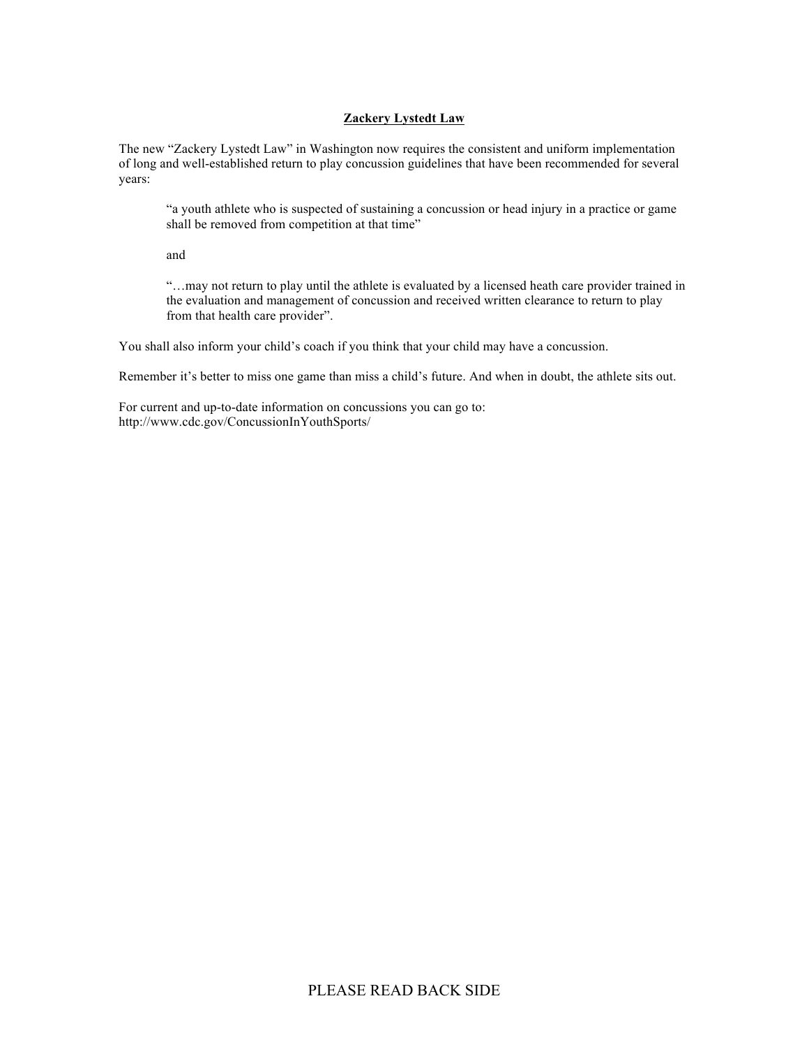## Zackery Lystedt Law

The new "Zackery Lystedt Law" in Washington now requires the consistent and uniform implementation of long and well-established return to play concussion guidelines that have been recommended for several years:

> "a youth athlete who is suspected of sustaining a concussion or head injury in a practice or game shall be removed from competition at that time"
>
> and
>
> "…may not return to play until the athlete is evaluated by a licensed heath care provider trained in the evaluation and management of concussion and received written clearance to return to play from that health care provider".

You shall also inform your child's coach if you think that your child may have a concussion.

Remember it's better to miss one game than miss a child's future. And when in doubt, the athlete sits out.

For current and up-to-date information on concussions you can go to:
http://www.cdc.gov/ConcussionInYouthSports/

PLEASE READ BACK SIDE